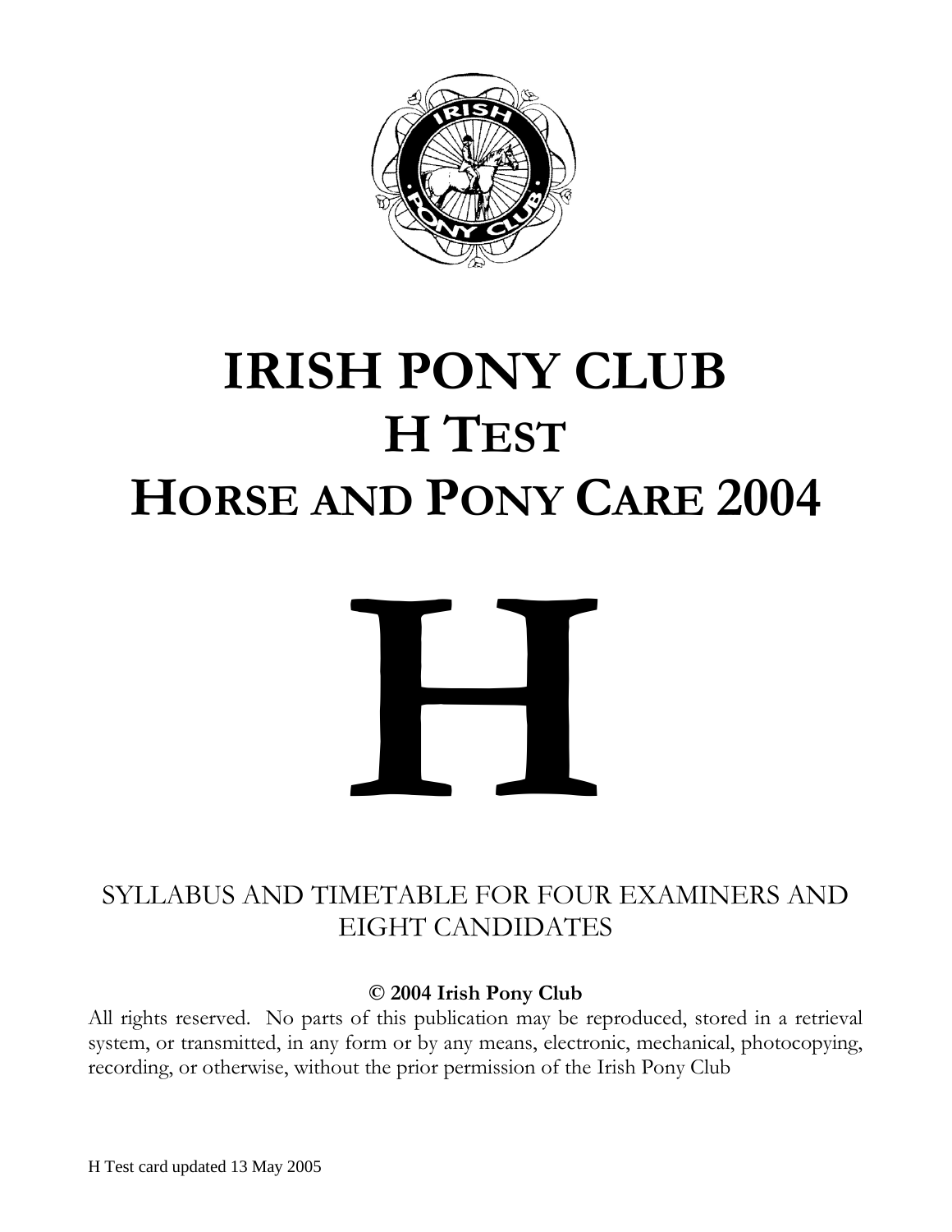# IRISH PONY CLUB
# H TEST
# HORSE AND PONY CARE 2004

# H

SYLLABUS AND TIMETABLE FOR FOUR EXAMINERS AND EIGHT CANDIDATES

**© 2004 Irish Pony Club**

All rights reserved. No parts of this publication may be reproduced, stored in a retrieval system, or transmitted, in any form or by any means, electronic, mechanical, photocopying, recording, or otherwise, without the prior permission of the Irish Pony Club

H Test card updated 13 May 2005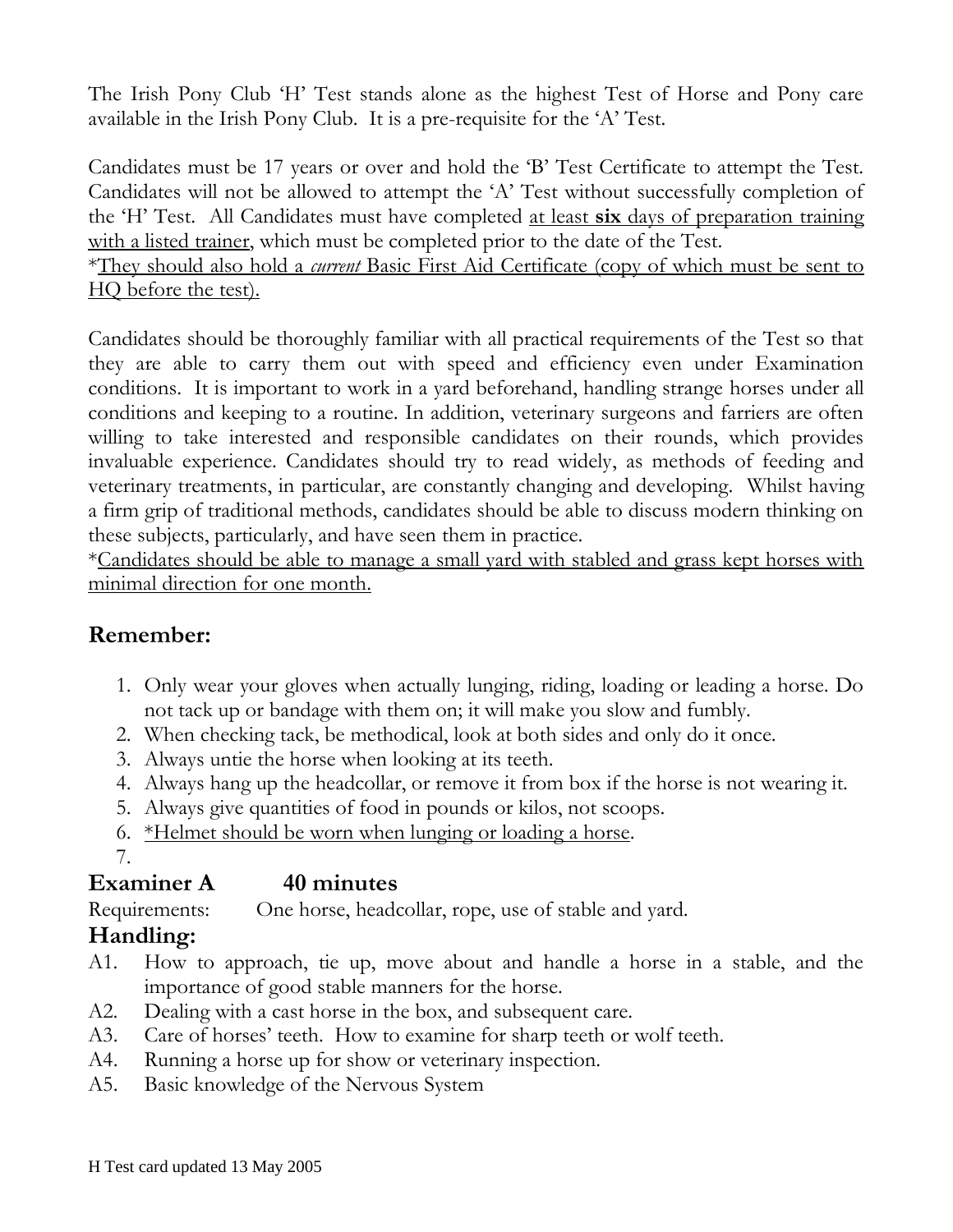The Irish Pony Club 'H' Test stands alone as the highest Test of Horse and Pony care available in the Irish Pony Club. It is a pre-requisite for the 'A' Test.

Candidates must be 17 years or over and hold the 'B' Test Certificate to attempt the Test. Candidates will not be allowed to attempt the 'A' Test without successfully completion of the 'H' Test. All Candidates must have completed <u>at least **six** days of preparation training with a listed trainer</u>, which must be completed prior to the date of the Test.
*<u>They should also hold a *current* Basic First Aid Certificate (copy of which must be sent to HQ before the test).</u>

Candidates should be thoroughly familiar with all practical requirements of the Test so that they are able to carry them out with speed and efficiency even under Examination conditions. It is important to work in a yard beforehand, handling strange horses under all conditions and keeping to a routine. In addition, veterinary surgeons and farriers are often willing to take interested and responsible candidates on their rounds, which provides invaluable experience. Candidates should try to read widely, as methods of feeding and veterinary treatments, in particular, are constantly changing and developing. Whilst having a firm grip of traditional methods, candidates should be able to discuss modern thinking on these subjects, particularly, and have seen them in practice.
*<u>Candidates should be able to manage a small yard with stabled and grass kept horses with minimal direction for one month.</u>

## Remember:

1. Only wear your gloves when actually lunging, riding, loading or leading a horse. Do not tack up or bandage with them on; it will make you slow and fumbly.
2. When checking tack, be methodical, look at both sides and only do it once.
3. Always untie the horse when looking at its teeth.
4. Always hang up the headcollar, or remove it from box if the horse is not wearing it.
5. Always give quantities of food in pounds or kilos, not scoops.
6. *<u>Helmet should be worn when lunging or loading a horse</u>.
7.

## Examiner A 40 minutes

Requirements: One horse, headcollar, rope, use of stable and yard.

## Handling:

A1. How to approach, tie up, move about and handle a horse in a stable, and the importance of good stable manners for the horse.
A2. Dealing with a cast horse in the box, and subsequent care.
A3. Care of horses' teeth. How to examine for sharp teeth or wolf teeth.
A4. Running a horse up for show or veterinary inspection.
A5. Basic knowledge of the Nervous System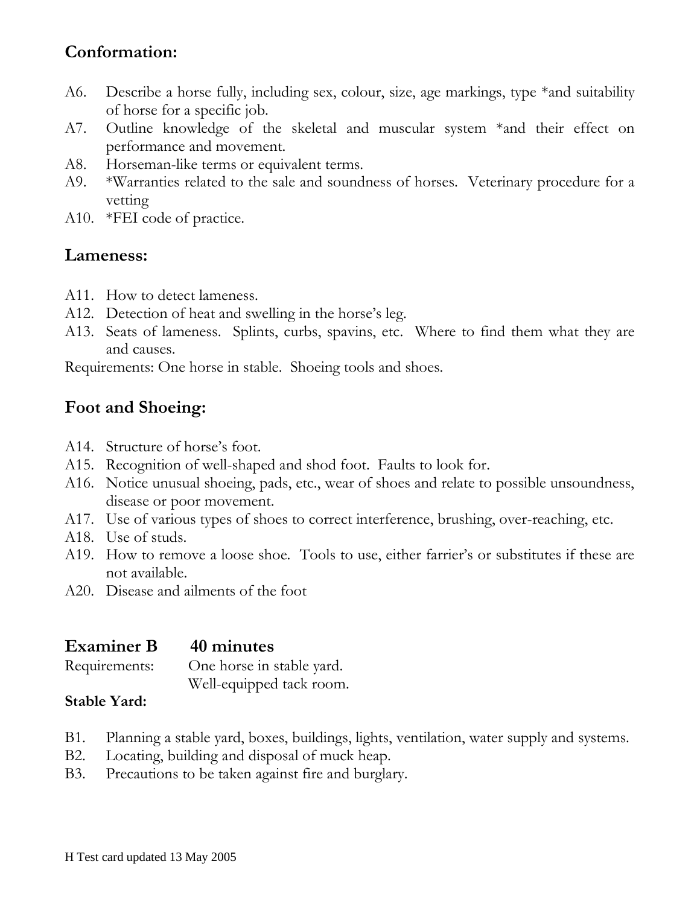## Conformation:

A6. Describe a horse fully, including sex, colour, size, age markings, type *and suitability of horse for a specific job.
A7. Outline knowledge of the skeletal and muscular system *and their effect on performance and movement.
A8. Horseman-like terms or equivalent terms.
A9. *Warranties related to the sale and soundness of horses. Veterinary procedure for a vetting
A10. *FEI code of practice.

## Lameness:

A11. How to detect lameness.
A12. Detection of heat and swelling in the horse's leg.
A13. Seats of lameness. Splints, curbs, spavins, etc. Where to find them what they are and causes.

Requirements: One horse in stable. Shoeing tools and shoes.

## Foot and Shoeing:

A14. Structure of horse's foot.
A15. Recognition of well-shaped and shod foot. Faults to look for.
A16. Notice unusual shoeing, pads, etc., wear of shoes and relate to possible unsoundness, disease or poor movement.
A17. Use of various types of shoes to correct interference, brushing, over-reaching, etc.
A18. Use of studs.
A19. How to remove a loose shoe. Tools to use, either farrier's or substitutes if these are not available.
A20. Disease and ailments of the foot

## Examiner B 40 minutes

Requirements: One horse in stable yard.
Well-equipped tack room.

**Stable Yard:**

B1. Planning a stable yard, boxes, buildings, lights, ventilation, water supply and systems.
B2. Locating, building and disposal of muck heap.
B3. Precautions to be taken against fire and burglary.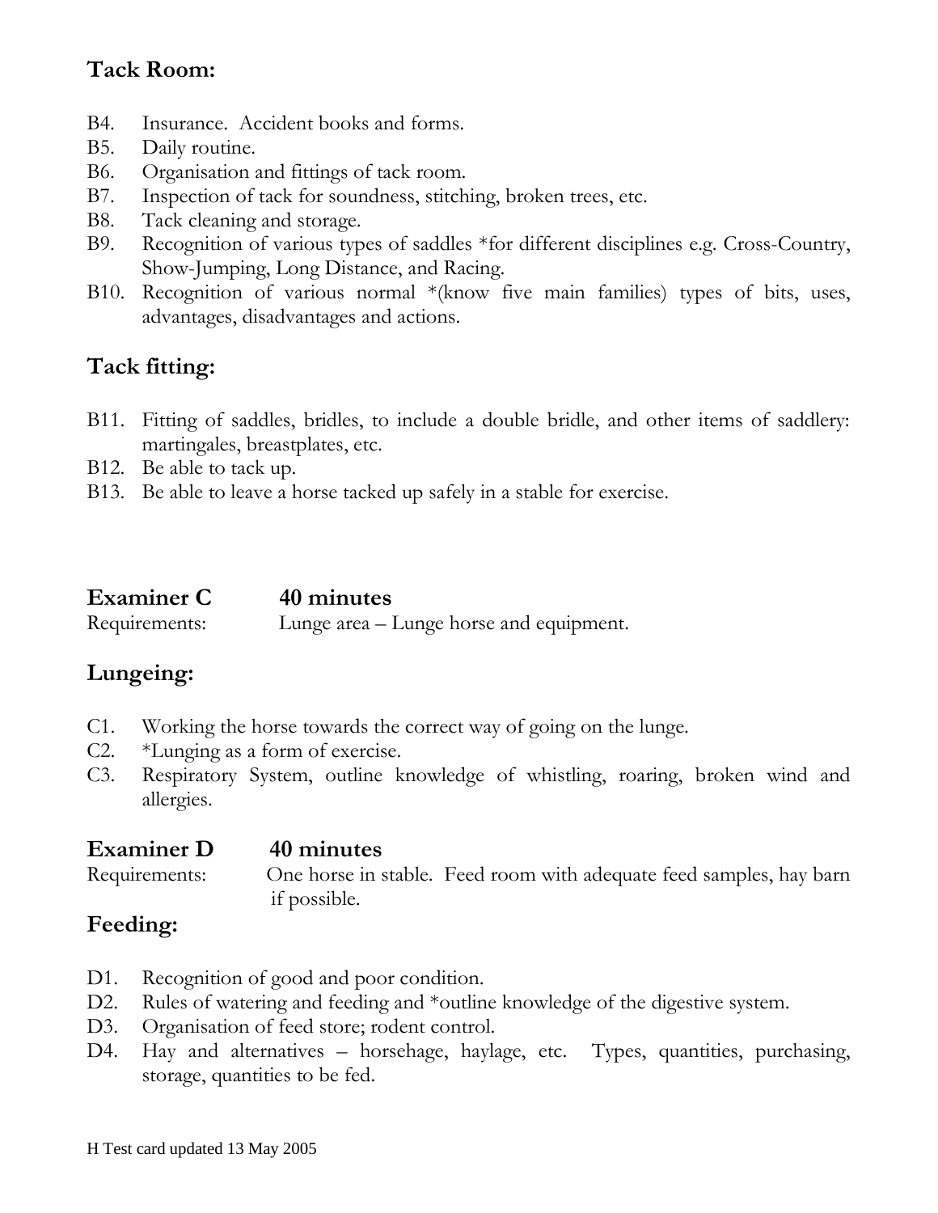## Tack Room:

B4. Insurance. Accident books and forms.
B5. Daily routine.
B6. Organisation and fittings of tack room.
B7. Inspection of tack for soundness, stitching, broken trees, etc.
B8. Tack cleaning and storage.
B9. Recognition of various types of saddles *for different disciplines e.g. Cross-Country, Show-Jumping, Long Distance, and Racing.
B10. Recognition of various normal *(know five main families) types of bits, uses, advantages, disadvantages and actions.

## Tack fitting:

B11. Fitting of saddles, bridles, to include a double bridle, and other items of saddlery: martingales, breastplates, etc.
B12. Be able to tack up.
B13. Be able to leave a horse tacked up safely in a stable for exercise.

### Examiner C 40 minutes

Requirements: Lunge area – Lunge horse and equipment.

## Lungeing:

C1. Working the horse towards the correct way of going on the lunge.
C2. *Lunging as a form of exercise.
C3. Respiratory System, outline knowledge of whistling, roaring, broken wind and allergies.

### Examiner D 40 minutes

Requirements: One horse in stable. Feed room with adequate feed samples, hay barn if possible.

## Feeding:

D1. Recognition of good and poor condition.
D2. Rules of watering and feeding and *outline knowledge of the digestive system.
D3. Organisation of feed store; rodent control.
D4. Hay and alternatives – horsehage, haylage, etc. Types, quantities, purchasing, storage, quantities to be fed.

H Test card updated 13 May 2005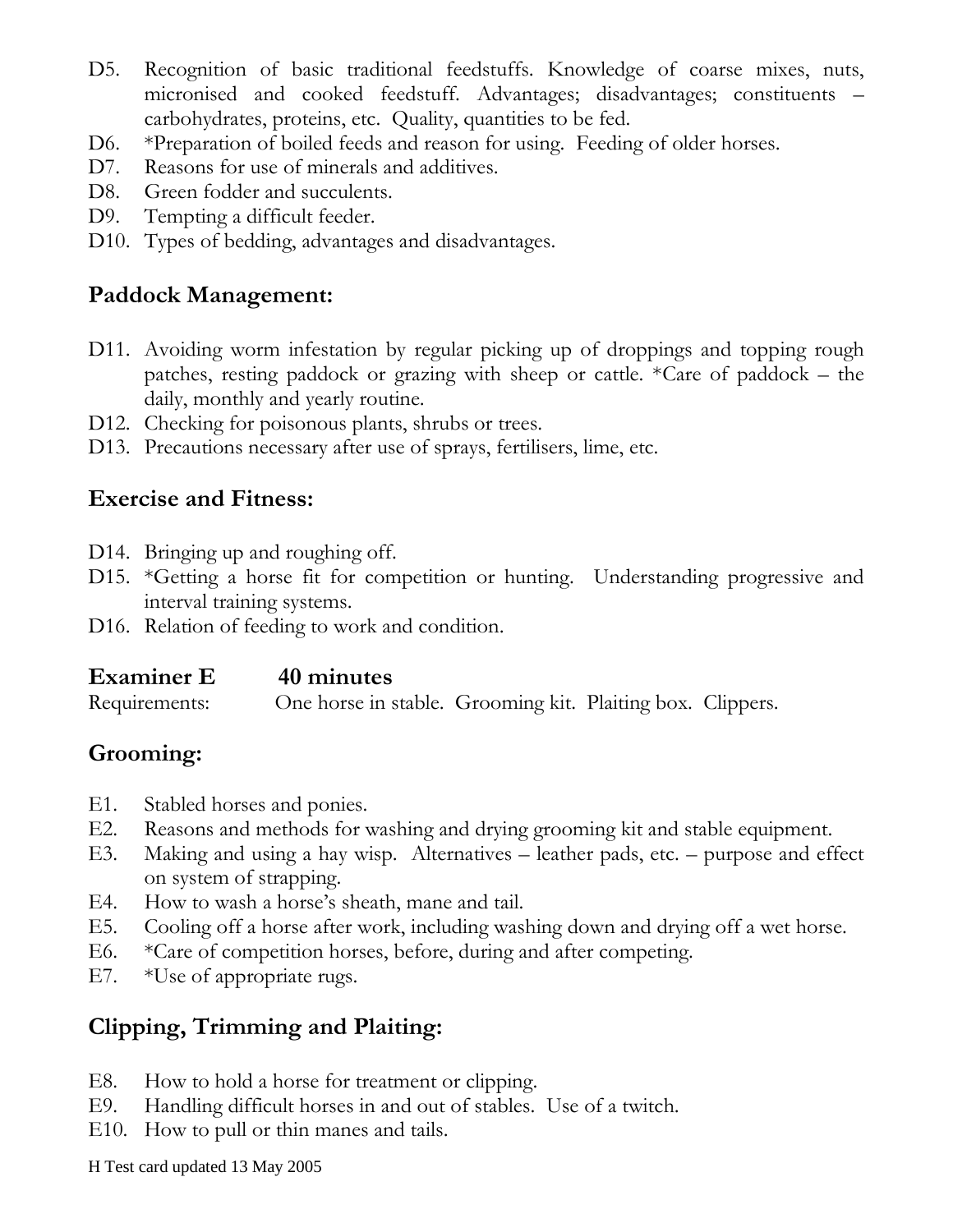D5. Recognition of basic traditional feedstuffs. Knowledge of coarse mixes, nuts, micronised and cooked feedstuff. Advantages; disadvantages; constituents – carbohydrates, proteins, etc. Quality, quantities to be fed.

D6. *Preparation of boiled feeds and reason for using. Feeding of older horses.

D7. Reasons for use of minerals and additives.

D8. Green fodder and succulents.

D9. Tempting a difficult feeder.

D10. Types of bedding, advantages and disadvantages.

## Paddock Management:

D11. Avoiding worm infestation by regular picking up of droppings and topping rough patches, resting paddock or grazing with sheep or cattle. *Care of paddock – the daily, monthly and yearly routine.

D12. Checking for poisonous plants, shrubs or trees.

D13. Precautions necessary after use of sprays, fertilisers, lime, etc.

## Exercise and Fitness:

D14. Bringing up and roughing off.

D15. *Getting a horse fit for competition or hunting. Understanding progressive and interval training systems.

D16. Relation of feeding to work and condition.

## Examiner E 40 minutes

Requirements: One horse in stable. Grooming kit. Plaiting box. Clippers.

## Grooming:

E1. Stabled horses and ponies.

E2. Reasons and methods for washing and drying grooming kit and stable equipment.

E3. Making and using a hay wisp. Alternatives – leather pads, etc. – purpose and effect on system of strapping.

E4. How to wash a horse's sheath, mane and tail.

E5. Cooling off a horse after work, including washing down and drying off a wet horse.

E6. *Care of competition horses, before, during and after competing.

E7. *Use of appropriate rugs.

## Clipping, Trimming and Plaiting:

E8. How to hold a horse for treatment or clipping.

E9. Handling difficult horses in and out of stables. Use of a twitch.

E10. How to pull or thin manes and tails.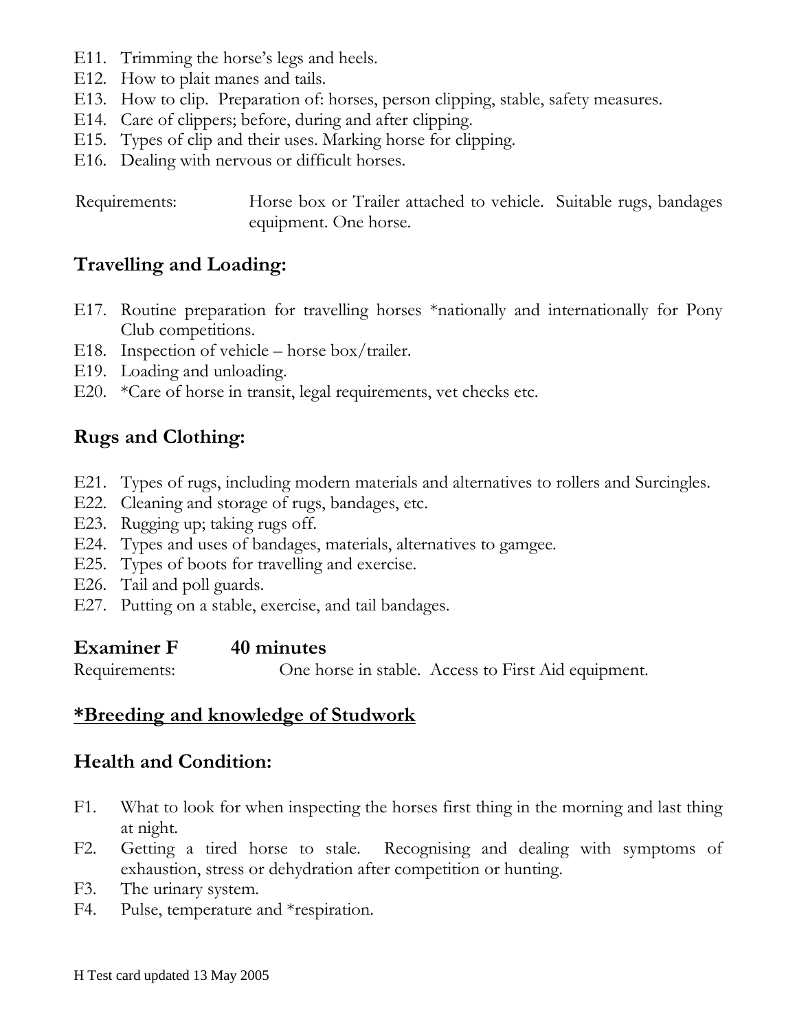E11. Trimming the horse's legs and heels.
E12. How to plait manes and tails.
E13. How to clip. Preparation of: horses, person clipping, stable, safety measures.
E14. Care of clippers; before, during and after clipping.
E15. Types of clip and their uses. Marking horse for clipping.
E16. Dealing with nervous or difficult horses.

Requirements: Horse box or Trailer attached to vehicle. Suitable rugs, bandages equipment. One horse.

## Travelling and Loading:

E17. Routine preparation for travelling horses *nationally and internationally for Pony Club competitions.
E18. Inspection of vehicle – horse box/trailer.
E19. Loading and unloading.
E20. *Care of horse in transit, legal requirements, vet checks etc.

## Rugs and Clothing:

E21. Types of rugs, including modern materials and alternatives to rollers and Surcingles.
E22. Cleaning and storage of rugs, bandages, etc.
E23. Rugging up; taking rugs off.
E24. Types and uses of bandages, materials, alternatives to gamgee.
E25. Types of boots for travelling and exercise.
E26. Tail and poll guards.
E27. Putting on a stable, exercise, and tail bandages.

## Examiner F 40 minutes

Requirements: One horse in stable. Access to First Aid equipment.

## *Breeding and knowledge of Studwork

## Health and Condition:

F1. What to look for when inspecting the horses first thing in the morning and last thing at night.
F2. Getting a tired horse to stale. Recognising and dealing with symptoms of exhaustion, stress or dehydration after competition or hunting.
F3. The urinary system.
F4. Pulse, temperature and *respiration.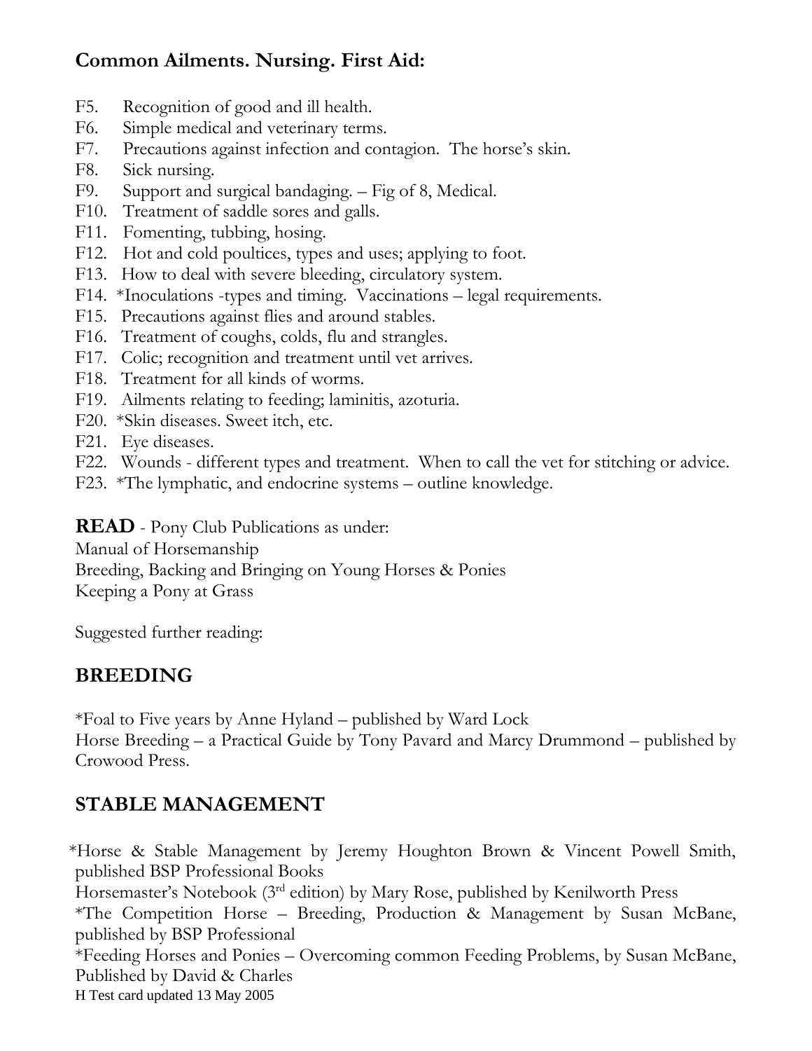## Common Ailments. Nursing. First Aid:

- F5. Recognition of good and ill health.
- F6. Simple medical and veterinary terms.
- F7. Precautions against infection and contagion. The horse's skin.
- F8. Sick nursing.
- F9. Support and surgical bandaging. – Fig of 8, Medical.
- F10. Treatment of saddle sores and galls.
- F11. Fomenting, tubbing, hosing.
- F12. Hot and cold poultices, types and uses; applying to foot.
- F13. How to deal with severe bleeding, circulatory system.
- F14. *Inoculations -types and timing. Vaccinations – legal requirements.
- F15. Precautions against flies and around stables.
- F16. Treatment of coughs, colds, flu and strangles.
- F17. Colic; recognition and treatment until vet arrives.
- F18. Treatment for all kinds of worms.
- F19. Ailments relating to feeding; laminitis, azoturia.
- F20. *Skin diseases. Sweet itch, etc.
- F21. Eye diseases.
- F22. Wounds - different types and treatment. When to call the vet for stitching or advice.
- F23. *The lymphatic, and endocrine systems – outline knowledge.

**READ** - Pony Club Publications as under:
Manual of Horsemanship
Breeding, Backing and Bringing on Young Horses & Ponies
Keeping a Pony at Grass

Suggested further reading:

## BREEDING

*Foal to Five years by Anne Hyland – published by Ward Lock
Horse Breeding – a Practical Guide by Tony Pavard and Marcy Drummond – published by Crowood Press.

## STABLE MANAGEMENT

*Horse & Stable Management by Jeremy Houghton Brown & Vincent Powell Smith, published BSP Professional Books
Horsemaster's Notebook (3rd edition) by Mary Rose, published by Kenilworth Press
*The Competition Horse – Breeding, Production & Management by Susan McBane, published by BSP Professional
*Feeding Horses and Ponies – Overcoming common Feeding Problems, by Susan McBane, Published by David & Charles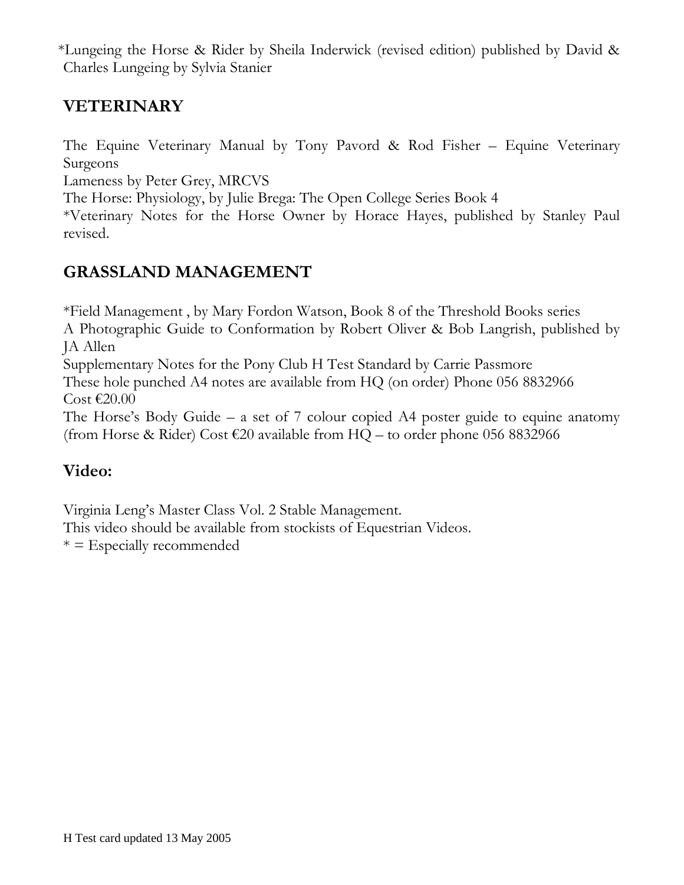*Lungeing the Horse & Rider by Sheila Inderwick (revised edition) published by David & Charles Lungeing by Sylvia Stanier

## VETERINARY

The Equine Veterinary Manual by Tony Pavord & Rod Fisher – Equine Veterinary Surgeons
Lameness by Peter Grey, MRCVS
The Horse: Physiology, by Julie Brega: The Open College Series Book 4
*Veterinary Notes for the Horse Owner by Horace Hayes, published by Stanley Paul revised.

## GRASSLAND MANAGEMENT

*Field Management , by Mary Fordon Watson, Book 8 of the Threshold Books series
A Photographic Guide to Conformation by Robert Oliver & Bob Langrish, published by JA Allen
Supplementary Notes for the Pony Club H Test Standard by Carrie Passmore
These hole punched A4 notes are available from HQ (on order) Phone 056 8832966
Cost €20.00
The Horse's Body Guide – a set of 7 colour copied A4 poster guide to equine anatomy (from Horse & Rider) Cost €20 available from HQ – to order phone 056 8832966

## Video:

Virginia Leng's Master Class Vol. 2 Stable Management.
This video should be available from stockists of Equestrian Videos.
* = Especially recommended

H Test card updated 13 May 2005